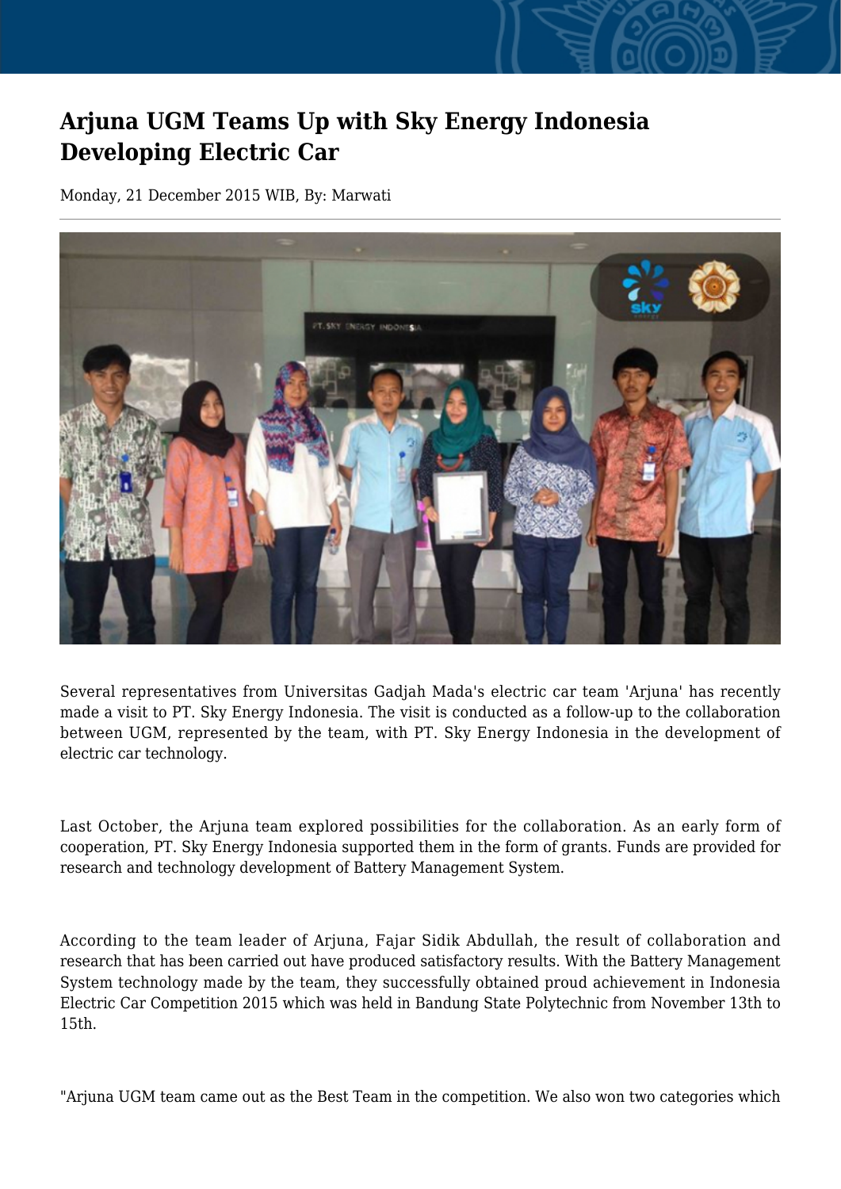# Arjuna UGM Teams Up with Sky Energy Indonesia Developing Electric Car

Monday, 21 December 2015 WIB, By: Marwati

Several representatives from Universitas Gadjah Mada's electric car team 'Arjuna' has recently made a visit to PT. Sky Energy Indonesia. The visit is conducted as a follow-up to the collaboration between UGM, represented by the team, with PT. Sky Energy Indonesia in the development of electric car technology.

Last October, the Arjuna team explored possibilities for the collaboration. As an early form of cooperation, PT. Sky Energy Indonesia supported them in the form of grants. Funds are provided for research and technology development of Battery Management System.

According to the team leader of Arjuna, Fajar Sidik Abdullah, the result of collaboration and research that has been carried out have produced satisfactory results. With the Battery Management System technology made by the team, they successfully obtained proud achievement in Indonesia Electric Car Competition 2015 which was held in Bandung State Polytechnic from November 13th to 15th.

"Arjuna UGM team came out as the Best Team in the competition. We also won two categories which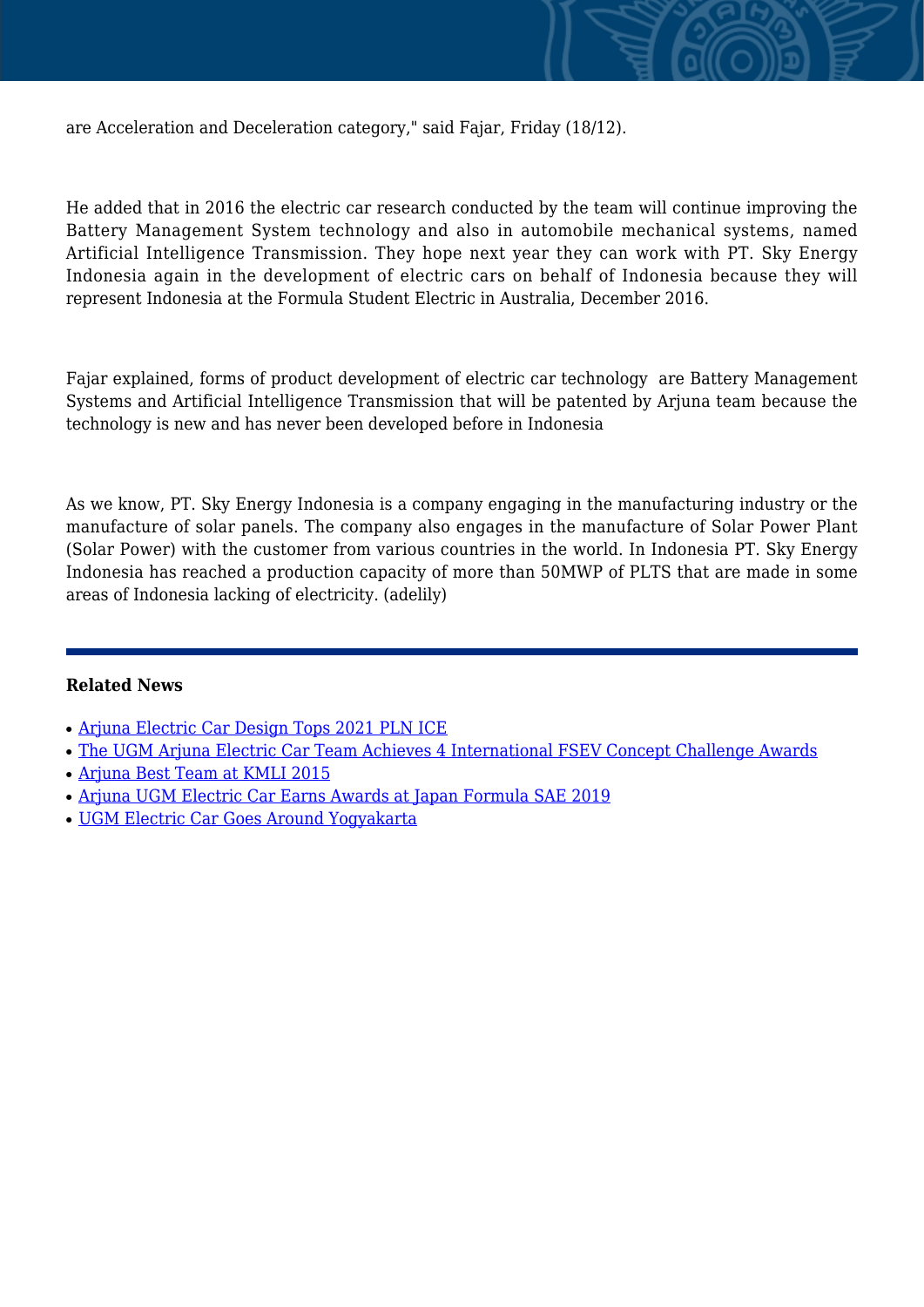are Acceleration and Deceleration category," said Fajar, Friday (18/12).

He added that in 2016 the electric car research conducted by the team will continue improving the Battery Management System technology and also in automobile mechanical systems, named Artificial Intelligence Transmission. They hope next year they can work with PT. Sky Energy Indonesia again in the development of electric cars on behalf of Indonesia because they will represent Indonesia at the Formula Student Electric in Australia, December 2016.

Fajar explained, forms of product development of electric car technology are Battery Management Systems and Artificial Intelligence Transmission that will be patented by Arjuna team because the technology is new and has never been developed before in Indonesia

As we know, PT. Sky Energy Indonesia is a company engaging in the manufacturing industry or the manufacture of solar panels. The company also engages in the manufacture of Solar Power Plant (Solar Power) with the customer from various countries in the world. In Indonesia PT. Sky Energy Indonesia has reached a production capacity of more than 50MWP of PLTS that are made in some areas of Indonesia lacking of electricity. (adelily)

**Related News**

- Arjuna Electric Car Design Tops 2021 PLN ICE
- The UGM Arjuna Electric Car Team Achieves 4 International FSEV Concept Challenge Awards
- Arjuna Best Team at KMLI 2015
- Arjuna UGM Electric Car Earns Awards at Japan Formula SAE 2019
- UGM Electric Car Goes Around Yogyakarta